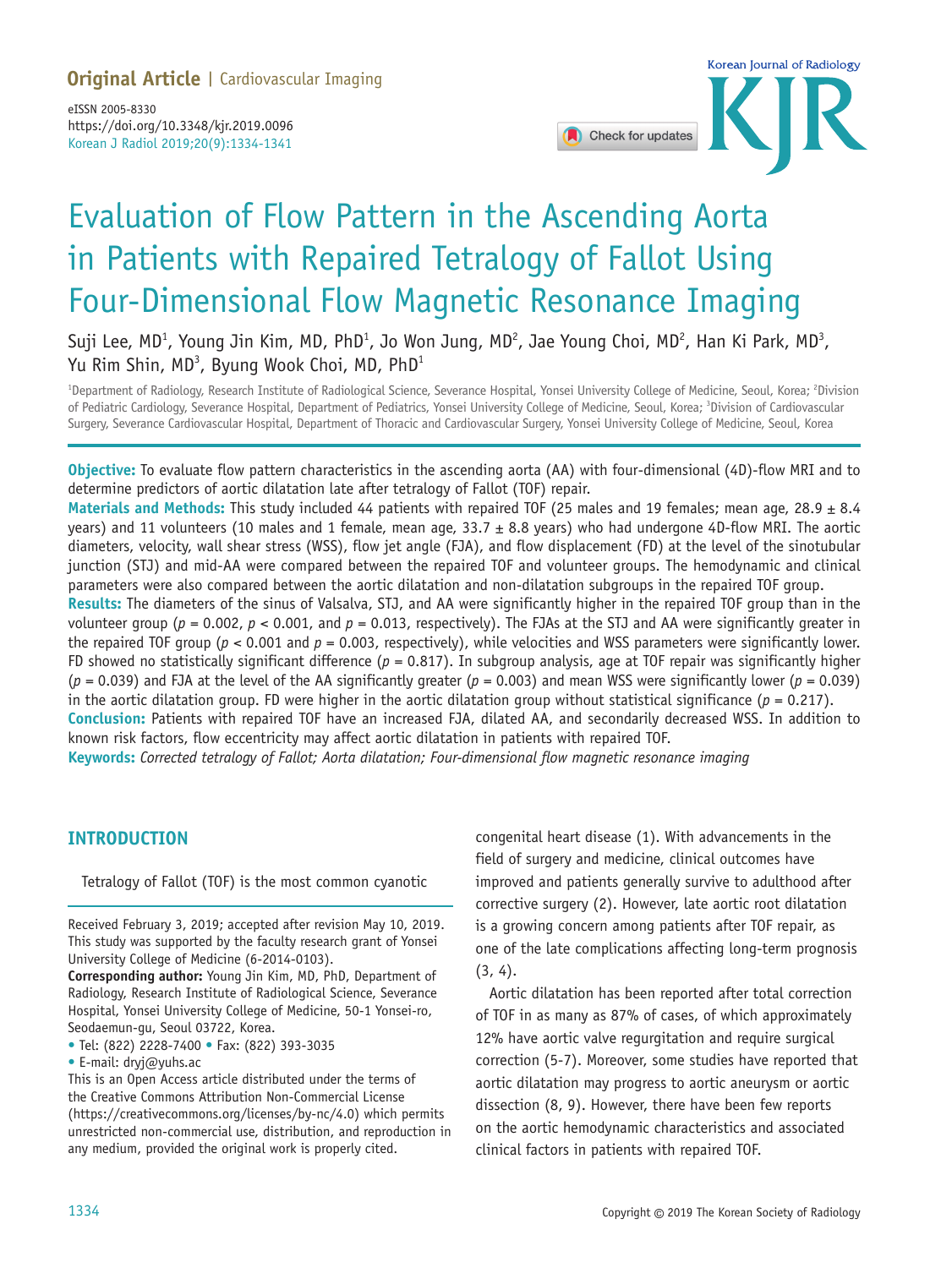Original Article | Cardiovascular Imaging

eISSN 2005-8330
https://doi.org/10.3348/kjr.2019.0096
Korean J Radiol 2019;20(9):1334-1341

# Evaluation of Flow Pattern in the Ascending Aorta in Patients with Repaired Tetralogy of Fallot Using Four-Dimensional Flow Magnetic Resonance Imaging

Suji Lee, MD[1], Young Jin Kim, MD, PhD[1], Jo Won Jung, MD[2], Jae Young Choi, MD[2], Han Ki Park, MD[3], Yu Rim Shin, MD[3], Byung Wook Choi, MD, PhD[1]

[1]Department of Radiology, Research Institute of Radiological Science, Severance Hospital, Yonsei University College of Medicine, Seoul, Korea; [2]Division of Pediatric Cardiology, Severance Hospital, Department of Pediatrics, Yonsei University College of Medicine, Seoul, Korea; [3]Division of Cardiovascular Surgery, Severance Cardiovascular Hospital, Department of Thoracic and Cardiovascular Surgery, Yonsei University College of Medicine, Seoul, Korea

**Objective:** To evaluate flow pattern characteristics in the ascending aorta (AA) with four-dimensional (4D)-flow MRI and to determine predictors of aortic dilatation late after tetralogy of Fallot (TOF) repair.

**Materials and Methods:** This study included 44 patients with repaired TOF (25 males and 19 females; mean age, 28.9 ± 8.4 years) and 11 volunteers (10 males and 1 female, mean age, 33.7 ± 8.8 years) who had undergone 4D-flow MRI. The aortic diameters, velocity, wall shear stress (WSS), flow jet angle (FJA), and flow displacement (FD) at the level of the sinotubular junction (STJ) and mid-AA were compared between the repaired TOF and volunteer groups. The hemodynamic and clinical parameters were also compared between the aortic dilatation and non-dilatation subgroups in the repaired TOF group.

**Results:** The diameters of the sinus of Valsalva, STJ, and AA were significantly higher in the repaired TOF group than in the volunteer group ($p = 0.002$, $p < 0.001$, and $p = 0.013$, respectively). The FJAs at the STJ and AA were significantly greater in the repaired TOF group ($p < 0.001$ and $p = 0.003$, respectively), while velocities and WSS parameters were significantly lower. FD showed no statistically significant difference ($p = 0.817$). In subgroup analysis, age at TOF repair was significantly higher ($p = 0.039$) and FJA at the level of the AA significantly greater ($p = 0.003$) and mean WSS were significantly lower ($p = 0.039$) in the aortic dilatation group. FD were higher in the aortic dilatation group without statistical significance ($p = 0.217$).

**Conclusion:** Patients with repaired TOF have an increased FJA, dilated AA, and secondarily decreased WSS. In addition to known risk factors, flow eccentricity may affect aortic dilatation in patients with repaired TOF.

**Keywords:** *Corrected tetralogy of Fallot; Aorta dilatation; Four-dimensional flow magnetic resonance imaging*

## INTRODUCTION

Tetralogy of Fallot (TOF) is the most common cyanotic congenital heart disease (1). With advancements in the field of surgery and medicine, clinical outcomes have improved and patients generally survive to adulthood after corrective surgery (2). However, late aortic root dilatation is a growing concern among patients after TOF repair, as one of the late complications affecting long-term prognosis (3, 4).

Aortic dilatation has been reported after total correction of TOF in as many as 87% of cases, of which approximately 12% have aortic valve regurgitation and require surgical correction (5-7). Moreover, some studies have reported that aortic dilatation may progress to aortic aneurysm or aortic dissection (8, 9). However, there have been few reports on the aortic hemodynamic characteristics and associated clinical factors in patients with repaired TOF.

Received February 3, 2019; accepted after revision May 10, 2019.
This study was supported by the faculty research grant of Yonsei University College of Medicine (6-2014-0103).
**Corresponding author:** Young Jin Kim, MD, PhD, Department of Radiology, Research Institute of Radiological Science, Severance Hospital, Yonsei University College of Medicine, 50-1 Yonsei-ro, Seodaemun-gu, Seoul 03722, Korea.
• Tel: (822) 2228-7400 • Fax: (822) 393-3035
• E-mail: dryj@yuhs.ac
This is an Open Access article distributed under the terms of the Creative Commons Attribution Non-Commercial License (https://creativecommons.org/licenses/by-nc/4.0) which permits unrestricted non-commercial use, distribution, and reproduction in any medium, provided the original work is properly cited.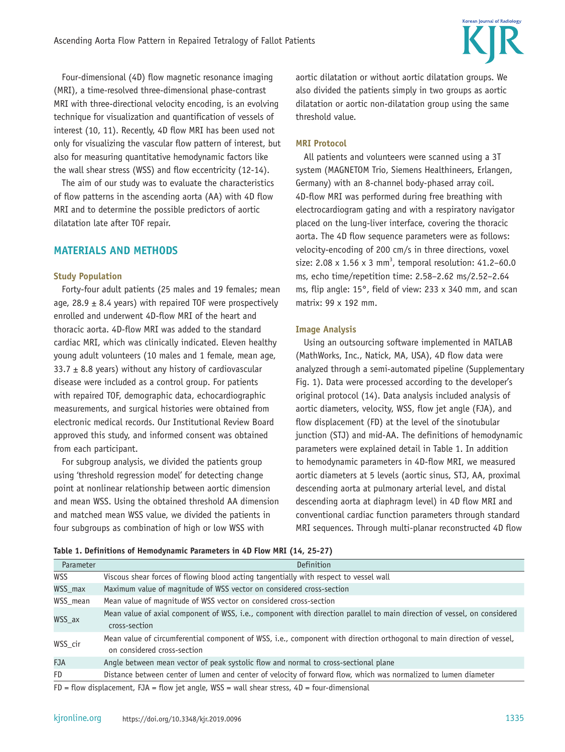Four-dimensional (4D) flow magnetic resonance imaging (MRI), a time-resolved three-dimensional phase-contrast MRI with three-directional velocity encoding, is an evolving technique for visualization and quantification of vessels of interest (10, 11). Recently, 4D flow MRI has been used not only for visualizing the vascular flow pattern of interest, but also for measuring quantitative hemodynamic factors like the wall shear stress (WSS) and flow eccentricity (12-14).

The aim of our study was to evaluate the characteristics of flow patterns in the ascending aorta (AA) with 4D flow MRI and to determine the possible predictors of aortic dilatation late after TOF repair.

## MATERIALS AND METHODS

### Study Population

Forty-four adult patients (25 males and 19 females; mean age, 28.9 ± 8.4 years) with repaired TOF were prospectively enrolled and underwent 4D-flow MRI of the heart and thoracic aorta. 4D-flow MRI was added to the standard cardiac MRI, which was clinically indicated. Eleven healthy young adult volunteers (10 males and 1 female, mean age, 33.7 ± 8.8 years) without any history of cardiovascular disease were included as a control group. For patients with repaired TOF, demographic data, echocardiographic measurements, and surgical histories were obtained from electronic medical records. Our Institutional Review Board approved this study, and informed consent was obtained from each participant.

For subgroup analysis, we divided the patients group using 'threshold regression model' for detecting change point at nonlinear relationship between aortic dimension and mean WSS. Using the obtained threshold AA dimension and matched mean WSS value, we divided the patients in four subgroups as combination of high or low WSS with aortic dilatation or without aortic dilatation groups. We also divided the patients simply in two groups as aortic dilatation or aortic non-dilatation group using the same threshold value.

### MRI Protocol

All patients and volunteers were scanned using a 3T system (MAGNETOM Trio, Siemens Healthineers, Erlangen, Germany) with an 8-channel body-phased array coil. 4D-flow MRI was performed during free breathing with electrocardiogram gating and with a respiratory navigator placed on the lung-liver interface, covering the thoracic aorta. The 4D flow sequence parameters were as follows: velocity-encoding of 200 cm/s in three directions, voxel size: 2.08 x 1.56 x 3 $mm^3$, temporal resolution: 41.2–60.0 ms, echo time/repetition time: 2.58–2.62 ms/2.52–2.64 ms, flip angle: 15°, field of view: 233 x 340 mm, and scan matrix: 99 x 192 mm.

### Image Analysis

Using an outsourcing software implemented in MATLAB (MathWorks, Inc., Natick, MA, USA), 4D flow data were analyzed through a semi-automated pipeline (Supplementary Fig. 1). Data were processed according to the developer's original protocol (14). Data analysis included analysis of aortic diameters, velocity, WSS, flow jet angle (FJA), and flow displacement (FD) at the level of the sinotubular junction (STJ) and mid-AA. The definitions of hemodynamic parameters were explained detail in Table 1. In addition to hemodynamic parameters in 4D-flow MRI, we measured aortic diameters at 5 levels (aortic sinus, STJ, AA, proximal descending aorta at pulmonary arterial level, and distal descending aorta at diaphragm level) in 4D flow MRI and conventional cardiac function parameters through standard MRI sequences. Through multi-planar reconstructed 4D flow

**Table 1. Definitions of Hemodynamic Parameters in 4D Flow MRI (14, 25-27)**

| Parameter | Definition |
|---|---|
| WSS | Viscous shear forces of flowing blood acting tangentially with respect to vessel wall |
| WSS_max | Maximum value of magnitude of WSS vector on considered cross-section |
| WSS_mean | Mean value of magnitude of WSS vector on considered cross-section |
| WSS_ax | Mean value of axial component of WSS, i.e., component with direction parallel to main direction of vessel, on considered cross-section |
| WSS_cir | Mean value of circumferential component of WSS, i.e., component with direction orthogonal to main direction of vessel, on considered cross-section |
| FJA | Angle between mean vector of peak systolic flow and normal to cross-sectional plane |
| FD | Distance between center of lumen and center of velocity of forward flow, which was normalized to lumen diameter |

FD = flow displacement, FJA = flow jet angle, WSS = wall shear stress, 4D = four-dimensional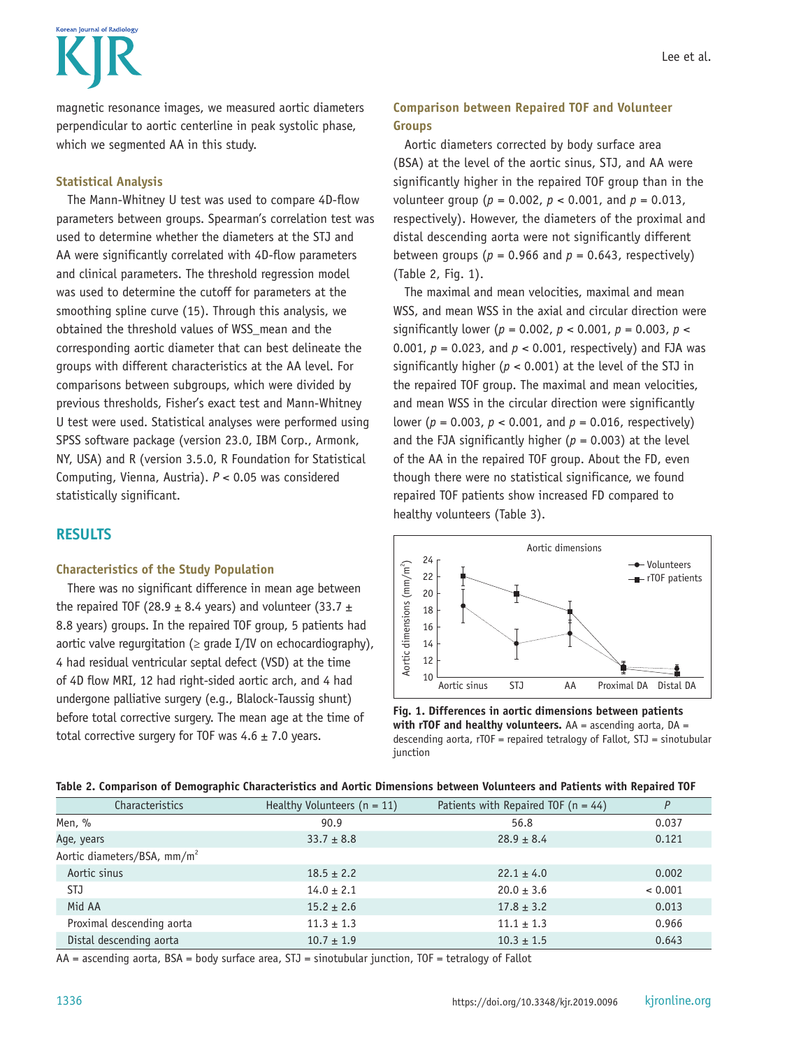magnetic resonance images, we measured aortic diameters perpendicular to aortic centerline in peak systolic phase, which we segmented AA in this study.

### Statistical Analysis

The Mann-Whitney U test was used to compare 4D-flow parameters between groups. Spearman's correlation test was used to determine whether the diameters at the STJ and AA were significantly correlated with 4D-flow parameters and clinical parameters. The threshold regression model was used to determine the cutoff for parameters at the smoothing spline curve (15). Through this analysis, we obtained the threshold values of WSS_mean and the corresponding aortic diameter that can best delineate the groups with different characteristics at the AA level. For comparisons between subgroups, which were divided by previous thresholds, Fisher's exact test and Mann-Whitney U test were used. Statistical analyses were performed using SPSS software package (version 23.0, IBM Corp., Armonk, NY, USA) and R (version 3.5.0, R Foundation for Statistical Computing, Vienna, Austria). $P < 0.05$ was considered statistically significant.

## RESULTS

### Characteristics of the Study Population

There was no significant difference in mean age between the repaired TOF (28.9 ± 8.4 years) and volunteer (33.7 ± 8.8 years) groups. In the repaired TOF group, 5 patients had aortic valve regurgitation (≥ grade I/IV on echocardiography), 4 had residual ventricular septal defect (VSD) at the time of 4D flow MRI, 12 had right-sided aortic arch, and 4 had undergone palliative surgery (e.g., Blalock-Taussig shunt) before total corrective surgery. The mean age at the time of total corrective surgery for TOF was 4.6 ± 7.0 years.

### Comparison between Repaired TOF and Volunteer Groups

Aortic diameters corrected by body surface area (BSA) at the level of the aortic sinus, STJ, and AA were significantly higher in the repaired TOF group than in the volunteer group ($p = 0.002$, $p < 0.001$, and $p = 0.013$, respectively). However, the diameters of the proximal and distal descending aorta were not significantly different between groups ($p = 0.966$ and $p = 0.643$, respectively) (Table 2, Fig. 1).

The maximal and mean velocities, maximal and mean WSS, and mean WSS in the axial and circular direction were significantly lower ($p = 0.002$, $p < 0.001$, $p = 0.003$, $p < 0.001$, $p = 0.023$, and $p < 0.001$, respectively) and FJA was significantly higher ($p < 0.001$) at the level of the STJ in the repaired TOF group. The maximal and mean velocities, and mean WSS in the circular direction were significantly lower ($p = 0.003$, $p < 0.001$, and $p = 0.016$, respectively) and the FJA significantly higher ($p = 0.003$) at the level of the AA in the repaired TOF group. About the FD, even though there were no statistical significance, we found repaired TOF patients show increased FD compared to healthy volunteers (Table 3).

**Fig. 1. Differences in aortic dimensions between patients with rTOF and healthy volunteers.** AA = ascending aorta, DA = descending aorta, rTOF = repaired tetralogy of Fallot, STJ = sinotubular junction

**Table 2. Comparison of Demographic Characteristics and Aortic Dimensions between Volunteers and Patients with Repaired TOF**

| Characteristics | Healthy Volunteers (n = 11) | Patients with Repaired TOF (n = 44) | P |
|---|---|---|---|
| Men, % | 90.9 | 56.8 | 0.037 |
| Age, years | 33.7 ± 8.8 | 28.9 ± 8.4 | 0.121 |
| Aortic diameters/BSA, mm/m$^2$ | | | |
| Aortic sinus | 18.5 ± 2.2 | 22.1 ± 4.0 | 0.002 |
| STJ | 14.0 ± 2.1 | 20.0 ± 3.6 | < 0.001 |
| Mid AA | 15.2 ± 2.6 | 17.8 ± 3.2 | 0.013 |
| Proximal descending aorta | 11.3 ± 1.3 | 11.1 ± 1.3 | 0.966 |
| Distal descending aorta | 10.7 ± 1.9 | 10.3 ± 1.5 | 0.643 |

AA = ascending aorta, BSA = body surface area, STJ = sinotubular junction, TOF = tetralogy of Fallot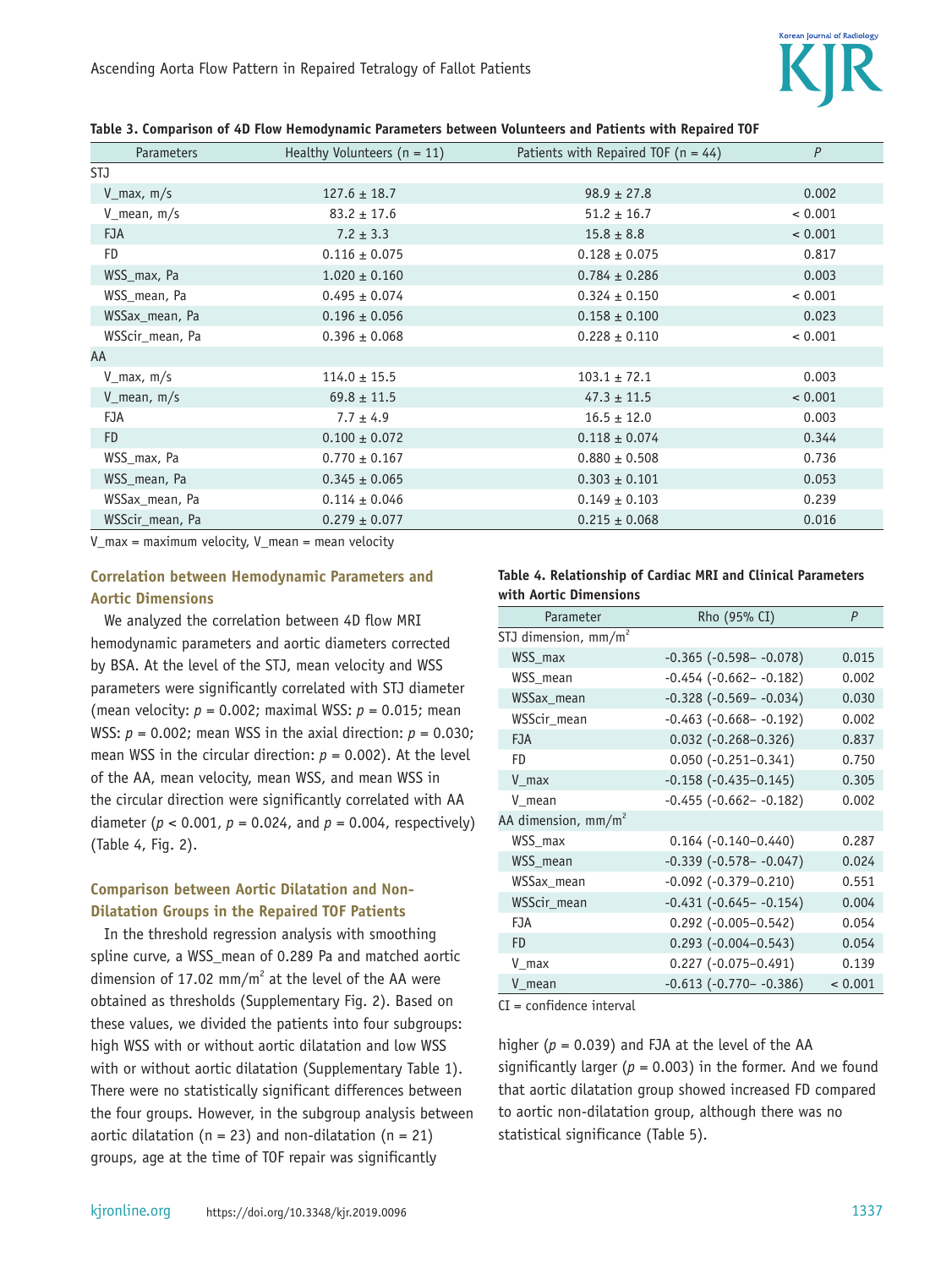**Table 3. Comparison of 4D Flow Hemodynamic Parameters between Volunteers and Patients with Repaired TOF**

| Parameters | Healthy Volunteers (n = 11) | Patients with Repaired TOF (n = 44) | P |
|---|---|---|---|
| STJ | | | |
| V_max, m/s | 127.6 ± 18.7 | 98.9 ± 27.8 | 0.002 |
| V_mean, m/s | 83.2 ± 17.6 | 51.2 ± 16.7 | < 0.001 |
| FJA | 7.2 ± 3.3 | 15.8 ± 8.8 | < 0.001 |
| FD | 0.116 ± 0.075 | 0.128 ± 0.075 | 0.817 |
| WSS_max, Pa | 1.020 ± 0.160 | 0.784 ± 0.286 | 0.003 |
| WSS_mean, Pa | 0.495 ± 0.074 | 0.324 ± 0.150 | < 0.001 |
| WSSax_mean, Pa | 0.196 ± 0.056 | 0.158 ± 0.100 | 0.023 |
| WSScir_mean, Pa | 0.396 ± 0.068 | 0.228 ± 0.110 | < 0.001 |
| AA | | | |
| V_max, m/s | 114.0 ± 15.5 | 103.1 ± 72.1 | 0.003 |
| V_mean, m/s | 69.8 ± 11.5 | 47.3 ± 11.5 | < 0.001 |
| FJA | 7.7 ± 4.9 | 16.5 ± 12.0 | 0.003 |
| FD | 0.100 ± 0.072 | 0.118 ± 0.074 | 0.344 |
| WSS_max, Pa | 0.770 ± 0.167 | 0.880 ± 0.508 | 0.736 |
| WSS_mean, Pa | 0.345 ± 0.065 | 0.303 ± 0.101 | 0.053 |
| WSSax_mean, Pa | 0.114 ± 0.046 | 0.149 ± 0.103 | 0.239 |
| WSScir_mean, Pa | 0.279 ± 0.077 | 0.215 ± 0.068 | 0.016 |

V_max = maximum velocity, V_mean = mean velocity

### Correlation between Hemodynamic Parameters and Aortic Dimensions

We analyzed the correlation between 4D flow MRI hemodynamic parameters and aortic diameters corrected by BSA. At the level of the STJ, mean velocity and WSS parameters were significantly correlated with STJ diameter (mean velocity: $p = 0.002$; maximal WSS: $p = 0.015$; mean WSS: $p = 0.002$; mean WSS in the axial direction: $p = 0.030$; mean WSS in the circular direction: $p = 0.002$). At the level of the AA, mean velocity, mean WSS, and mean WSS in the circular direction were significantly correlated with AA diameter ($p < 0.001$, $p = 0.024$, and $p = 0.004$, respectively) (Table 4, Fig. 2).

### Comparison between Aortic Dilatation and Non-Dilatation Groups in the Repaired TOF Patients

In the threshold regression analysis with smoothing spline curve, a WSS_mean of 0.289 Pa and matched aortic dimension of 17.02 mm/m$^2$ at the level of the AA were obtained as thresholds (Supplementary Fig. 2). Based on these values, we divided the patients into four subgroups: high WSS with or without aortic dilatation and low WSS with or without aortic dilatation (Supplementary Table 1). There were no statistically significant differences between the four groups. However, in the subgroup analysis between aortic dilatation (n = 23) and non-dilatation (n = 21) groups, age at the time of TOF repair was significantly higher ($p = 0.039$) and FJA at the level of the AA significantly larger ($p = 0.003$) in the former. And we found that aortic dilatation group showed increased FD compared to aortic non-dilatation group, although there was no statistical significance (Table 5).

**Table 4. Relationship of Cardiac MRI and Clinical Parameters with Aortic Dimensions**

| Parameter | Rho (95% CI) | P |
|---|---|---|
| STJ dimension, mm/m$^2$ | | |
| WSS_max | -0.365 (-0.598– -0.078) | 0.015 |
| WSS_mean | -0.454 (-0.662– -0.182) | 0.002 |
| WSSax_mean | -0.328 (-0.569– -0.034) | 0.030 |
| WSScir_mean | -0.463 (-0.668– -0.192) | 0.002 |
| FJA | 0.032 (-0.268–0.326) | 0.837 |
| FD | 0.050 (-0.251–0.341) | 0.750 |
| V_max | -0.158 (-0.435–0.145) | 0.305 |
| V_mean | -0.455 (-0.662– -0.182) | 0.002 |
| AA dimension, mm/m$^2$ | | |
| WSS_max | 0.164 (-0.140–0.440) | 0.287 |
| WSS_mean | -0.339 (-0.578– -0.047) | 0.024 |
| WSSax_mean | -0.092 (-0.379–0.210) | 0.551 |
| WSScir_mean | -0.431 (-0.645– -0.154) | 0.004 |
| FJA | 0.292 (-0.005–0.542) | 0.054 |
| FD | 0.293 (-0.004–0.543) | 0.054 |
| V_max | 0.227 (-0.075–0.491) | 0.139 |
| V_mean | -0.613 (-0.770– -0.386) | < 0.001 |

CI = confidence interval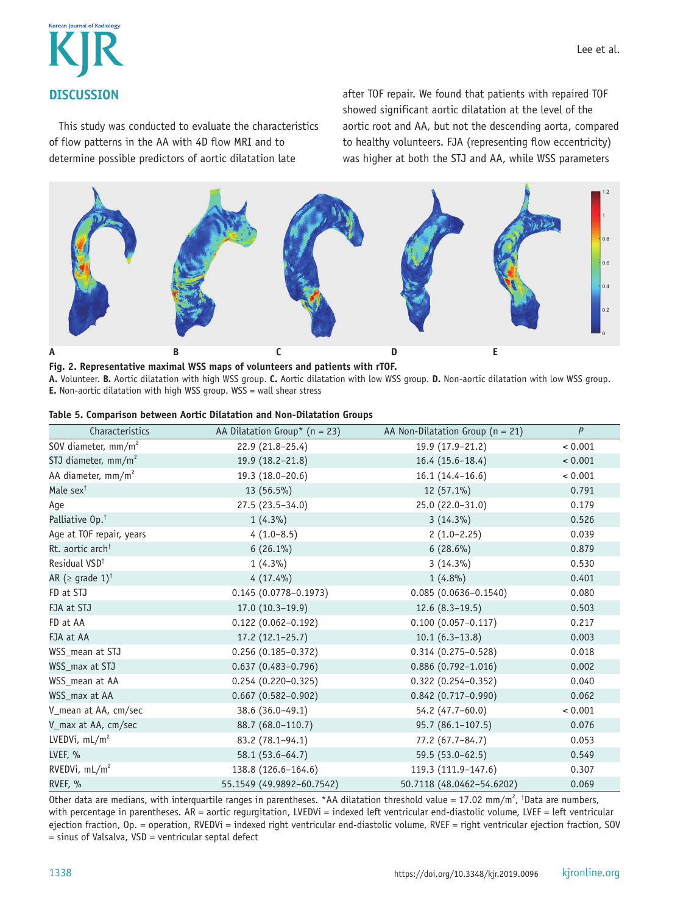## DISCUSSION

This study was conducted to evaluate the characteristics of flow patterns in the AA with 4D flow MRI and to determine possible predictors of aortic dilatation late after TOF repair. We found that patients with repaired TOF showed significant aortic dilatation at the level of the aortic root and AA, but not the descending aorta, compared to healthy volunteers. FJA (representing flow eccentricity) was higher at both the STJ and AA, while WSS parameters

**Fig. 2. Representative maximal WSS maps of volunteers and patients with rTOF.**
**A.** Volunteer. **B.** Aortic dilatation with high WSS group. **C.** Aortic dilatation with low WSS group. **D.** Non-aortic dilatation with low WSS group. **E.** Non-aortic dilatation with high WSS group. WSS = wall shear stress

**Table 5. Comparison between Aortic Dilatation and Non-Dilatation Groups**

| Characteristics | AA Dilatation Group* (n = 23) | AA Non-Dilatation Group (n = 21) | P |
|---|---|---|---|
| SOV diameter, mm/m$^2$ | 22.9 (21.8–25.4) | 19.9 (17.9–21.2) | < 0.001 |
| STJ diameter, mm/m$^2$ | 19.9 (18.2–21.8) | 16.4 (15.6–18.4) | < 0.001 |
| AA diameter, mm/m$^2$ | 19.3 (18.0–20.6) | 16.1 (14.4–16.6) | < 0.001 |
| Male sex† | 13 (56.5%) | 12 (57.1%) | 0.791 |
| Age | 27.5 (23.5–34.0) | 25.0 (22.0–31.0) | 0.179 |
| Palliative Op.† | 1 (4.3%) | 3 (14.3%) | 0.526 |
| Age at TOF repair, years | 4 (1.0–8.5) | 2 (1.0–2.25) | 0.039 |
| Rt. aortic arch† | 6 (26.1%) | 6 (28.6%) | 0.879 |
| Residual VSD† | 1 (4.3%) | 3 (14.3%) | 0.530 |
| AR (≥ grade 1)† | 4 (17.4%) | 1 (4.8%) | 0.401 |
| FD at STJ | 0.145 (0.0778–0.1973) | 0.085 (0.0636–0.1540) | 0.080 |
| FJA at STJ | 17.0 (10.3–19.9) | 12.6 (8.3–19.5) | 0.503 |
| FD at AA | 0.122 (0.062–0.192) | 0.100 (0.057–0.117) | 0.217 |
| FJA at AA | 17.2 (12.1–25.7) | 10.1 (6.3–13.8) | 0.003 |
| WSS_mean at STJ | 0.256 (0.185–0.372) | 0.314 (0.275–0.528) | 0.018 |
| WSS_max at STJ | 0.637 (0.483–0.796) | 0.886 (0.792–1.016) | 0.002 |
| WSS_mean at AA | 0.254 (0.220–0.325) | 0.322 (0.254–0.352) | 0.040 |
| WSS_max at AA | 0.667 (0.582–0.902) | 0.842 (0.717–0.990) | 0.062 |
| V_mean at AA, cm/sec | 38.6 (36.0–49.1) | 54.2 (47.7–60.0) | < 0.001 |
| V_max at AA, cm/sec | 88.7 (68.0–110.7) | 95.7 (86.1–107.5) | 0.076 |
| LVEDVi, mL/m$^2$ | 83.2 (78.1–94.1) | 77.2 (67.7–84.7) | 0.053 |
| LVEF, % | 58.1 (53.6–64.7) | 59.5 (53.0–62.5) | 0.549 |
| RVEDVi, mL/m$^2$ | 138.8 (126.6–164.6) | 119.3 (111.9–147.6) | 0.307 |
| RVEF, % | 55.1549 (49.9892–60.7542) | 50.7118 (48.0462–54.6202) | 0.069 |

Other data are medians, with interquartile ranges in parentheses. *AA dilatation threshold value = 17.02 mm/m$^2$, †Data are numbers, with percentage in parentheses. AR = aortic regurgitation, LVEDVi = indexed left ventricular end-diastolic volume, LVEF = left ventricular ejection fraction, Op. = operation, RVEDVi = indexed right ventricular end-diastolic volume, RVEF = right ventricular ejection fraction, SOV = sinus of Valsalva, VSD = ventricular septal defect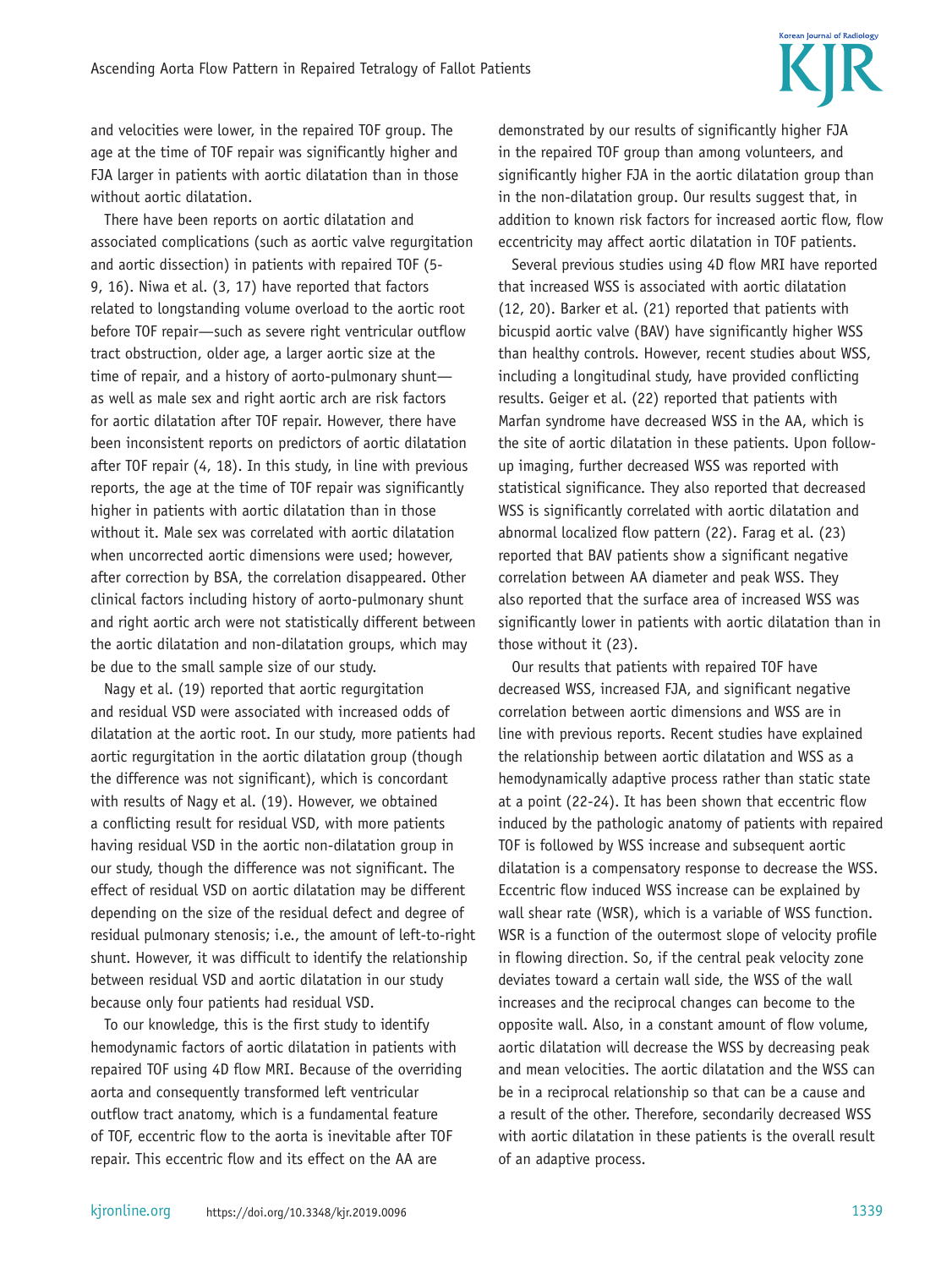and velocities were lower, in the repaired TOF group. The age at the time of TOF repair was significantly higher and FJA larger in patients with aortic dilatation than in those without aortic dilatation.

There have been reports on aortic dilatation and associated complications (such as aortic valve regurgitation and aortic dissection) in patients with repaired TOF (5-9, 16). Niwa et al. (3, 17) have reported that factors related to longstanding volume overload to the aortic root before TOF repair—such as severe right ventricular outflow tract obstruction, older age, a larger aortic size at the time of repair, and a history of aorto-pulmonary shunt—as well as male sex and right aortic arch are risk factors for aortic dilatation after TOF repair. However, there have been inconsistent reports on predictors of aortic dilatation after TOF repair (4, 18). In this study, in line with previous reports, the age at the time of TOF repair was significantly higher in patients with aortic dilatation than in those without it. Male sex was correlated with aortic dilatation when uncorrected aortic dimensions were used; however, after correction by BSA, the correlation disappeared. Other clinical factors including history of aorto-pulmonary shunt and right aortic arch were not statistically different between the aortic dilatation and non-dilatation groups, which may be due to the small sample size of our study.

Nagy et al. (19) reported that aortic regurgitation and residual VSD were associated with increased odds of dilatation at the aortic root. In our study, more patients had aortic regurgitation in the aortic dilatation group (though the difference was not significant), which is concordant with results of Nagy et al. (19). However, we obtained a conflicting result for residual VSD, with more patients having residual VSD in the aortic non-dilatation group in our study, though the difference was not significant. The effect of residual VSD on aortic dilatation may be different depending on the size of the residual defect and degree of residual pulmonary stenosis; i.e., the amount of left-to-right shunt. However, it was difficult to identify the relationship between residual VSD and aortic dilatation in our study because only four patients had residual VSD.

To our knowledge, this is the first study to identify hemodynamic factors of aortic dilatation in patients with repaired TOF using 4D flow MRI. Because of the overriding aorta and consequently transformed left ventricular outflow tract anatomy, which is a fundamental feature of TOF, eccentric flow to the aorta is inevitable after TOF repair. This eccentric flow and its effect on the AA are demonstrated by our results of significantly higher FJA in the repaired TOF group than among volunteers, and significantly higher FJA in the aortic dilatation group than in the non-dilatation group. Our results suggest that, in addition to known risk factors for increased aortic flow, flow eccentricity may affect aortic dilatation in TOF patients.

Several previous studies using 4D flow MRI have reported that increased WSS is associated with aortic dilatation (12, 20). Barker et al. (21) reported that patients with bicuspid aortic valve (BAV) have significantly higher WSS than healthy controls. However, recent studies about WSS, including a longitudinal study, have provided conflicting results. Geiger et al. (22) reported that patients with Marfan syndrome have decreased WSS in the AA, which is the site of aortic dilatation in these patients. Upon follow-up imaging, further decreased WSS was reported with statistical significance. They also reported that decreased WSS is significantly correlated with aortic dilatation and abnormal localized flow pattern (22). Farag et al. (23) reported that BAV patients show a significant negative correlation between AA diameter and peak WSS. They also reported that the surface area of increased WSS was significantly lower in patients with aortic dilatation than in those without it (23).

Our results that patients with repaired TOF have decreased WSS, increased FJA, and significant negative correlation between aortic dimensions and WSS are in line with previous reports. Recent studies have explained the relationship between aortic dilatation and WSS as a hemodynamically adaptive process rather than static state at a point (22-24). It has been shown that eccentric flow induced by the pathologic anatomy of patients with repaired TOF is followed by WSS increase and subsequent aortic dilatation is a compensatory response to decrease the WSS. Eccentric flow induced WSS increase can be explained by wall shear rate (WSR), which is a variable of WSS function. WSR is a function of the outermost slope of velocity profile in flowing direction. So, if the central peak velocity zone deviates toward a certain wall side, the WSS of the wall increases and the reciprocal changes can become to the opposite wall. Also, in a constant amount of flow volume, aortic dilatation will decrease the WSS by decreasing peak and mean velocities. The aortic dilatation and the WSS can be in a reciprocal relationship so that can be a cause and a result of the other. Therefore, secondarily decreased WSS with aortic dilatation in these patients is the overall result of an adaptive process.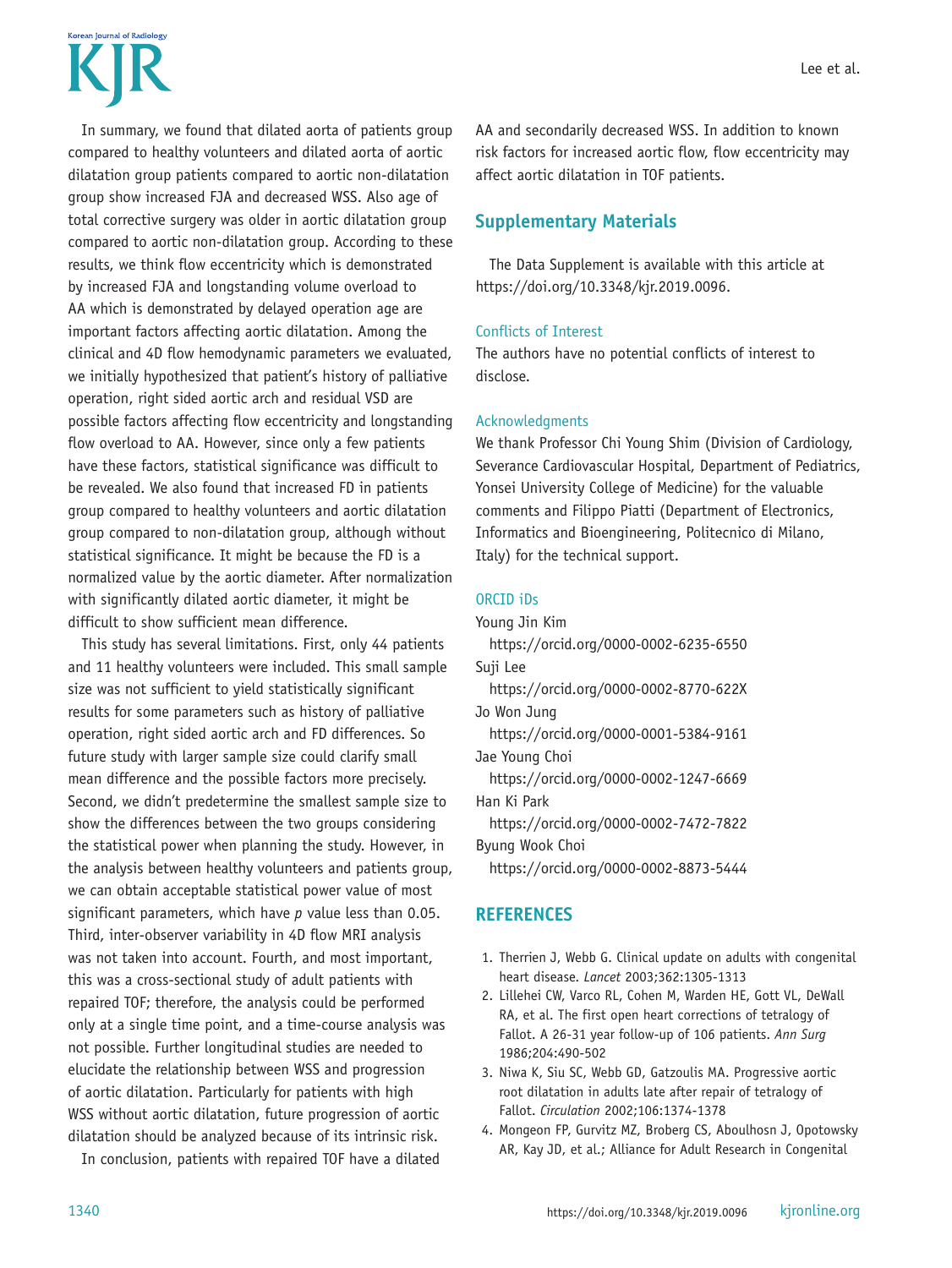In summary, we found that dilated aorta of patients group compared to healthy volunteers and dilated aorta of aortic dilatation group patients compared to aortic non-dilatation group show increased FJA and decreased WSS. Also age of total corrective surgery was older in aortic dilatation group compared to aortic non-dilatation group. According to these results, we think flow eccentricity which is demonstrated by increased FJA and longstanding volume overload to AA which is demonstrated by delayed operation age are important factors affecting aortic dilatation. Among the clinical and 4D flow hemodynamic parameters we evaluated, we initially hypothesized that patient's history of palliative operation, right sided aortic arch and residual VSD are possible factors affecting flow eccentricity and longstanding flow overload to AA. However, since only a few patients have these factors, statistical significance was difficult to be revealed. We also found that increased FD in patients group compared to healthy volunteers and aortic dilatation group compared to non-dilatation group, although without statistical significance. It might be because the FD is a normalized value by the aortic diameter. After normalization with significantly dilated aortic diameter, it might be difficult to show sufficient mean difference.

This study has several limitations. First, only 44 patients and 11 healthy volunteers were included. This small sample size was not sufficient to yield statistically significant results for some parameters such as history of palliative operation, right sided aortic arch and FD differences. So future study with larger sample size could clarify small mean difference and the possible factors more precisely. Second, we didn't predetermine the smallest sample size to show the differences between the two groups considering the statistical power when planning the study. However, in the analysis between healthy volunteers and patients group, we can obtain acceptable statistical power value of most significant parameters, which have $p$ value less than 0.05. Third, inter-observer variability in 4D flow MRI analysis was not taken into account. Fourth, and most important, this was a cross-sectional study of adult patients with repaired TOF; therefore, the analysis could be performed only at a single time point, and a time-course analysis was not possible. Further longitudinal studies are needed to elucidate the relationship between WSS and progression of aortic dilatation. Particularly for patients with high WSS without aortic dilatation, future progression of aortic dilatation should be analyzed because of its intrinsic risk.

In conclusion, patients with repaired TOF have a dilated AA and secondarily decreased WSS. In addition to known risk factors for increased aortic flow, flow eccentricity may affect aortic dilatation in TOF patients.

## Supplementary Materials

The Data Supplement is available with this article at https://doi.org/10.3348/kjr.2019.0096.

### Conflicts of Interest

The authors have no potential conflicts of interest to disclose.

### Acknowledgments

We thank Professor Chi Young Shim (Division of Cardiology, Severance Cardiovascular Hospital, Department of Pediatrics, Yonsei University College of Medicine) for the valuable comments and Filippo Piatti (Department of Electronics, Informatics and Bioengineering, Politecnico di Milano, Italy) for the technical support.

### ORCID iDs

Young Jin Kim
https://orcid.org/0000-0002-6235-6550
Suji Lee
https://orcid.org/0000-0002-8770-622X
Jo Won Jung
https://orcid.org/0000-0001-5384-9161
Jae Young Choi
https://orcid.org/0000-0002-1247-6669
Han Ki Park
https://orcid.org/0000-0002-7472-7822
Byung Wook Choi
https://orcid.org/0000-0002-8873-5444

## REFERENCES

1. Therrien J, Webb G. Clinical update on adults with congenital heart disease. *Lancet* 2003;362:1305-1313
2. Lillehei CW, Varco RL, Cohen M, Warden HE, Gott VL, DeWall RA, et al. The first open heart corrections of tetralogy of Fallot. A 26-31 year follow-up of 106 patients. *Ann Surg* 1986;204:490-502
3. Niwa K, Siu SC, Webb GD, Gatzoulis MA. Progressive aortic root dilatation in adults late after repair of tetralogy of Fallot. *Circulation* 2002;106:1374-1378
4. Mongeon FP, Gurvitz MZ, Broberg CS, Aboulhosn J, Opotowsky AR, Kay JD, et al.; Alliance for Adult Research in Congenital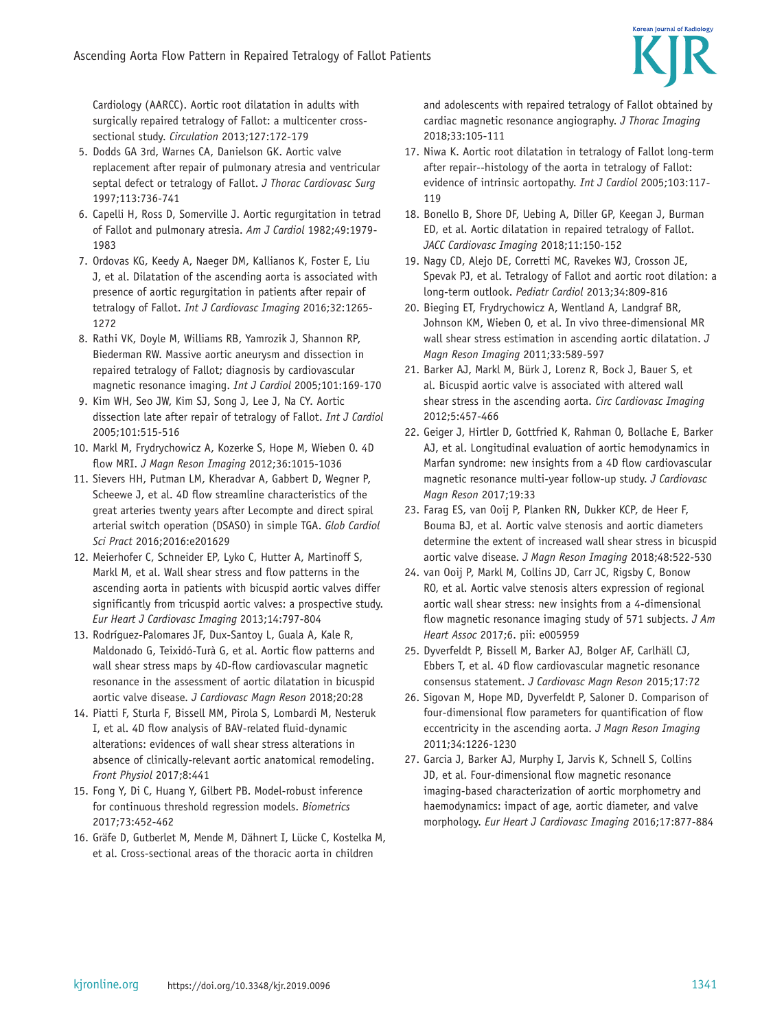Cardiology (AARCC). Aortic root dilatation in adults with surgically repaired tetralogy of Fallot: a multicenter cross-sectional study. *Circulation* 2013;127:172-179

5. Dodds GA 3rd, Warnes CA, Danielson GK. Aortic valve replacement after repair of pulmonary atresia and ventricular septal defect or tetralogy of Fallot. *J Thorac Cardiovasc Surg* 1997;113:736-741
6. Capelli H, Ross D, Somerville J. Aortic regurgitation in tetrad of Fallot and pulmonary atresia. *Am J Cardiol* 1982;49:1979-1983
7. Ordovas KG, Keedy A, Naeger DM, Kallianos K, Foster E, Liu J, et al. Dilatation of the ascending aorta is associated with presence of aortic regurgitation in patients after repair of tetralogy of Fallot. *Int J Cardiovasc Imaging* 2016;32:1265-1272
8. Rathi VK, Doyle M, Williams RB, Yamrozik J, Shannon RP, Biederman RW. Massive aortic aneurysm and dissection in repaired tetralogy of Fallot; diagnosis by cardiovascular magnetic resonance imaging. *Int J Cardiol* 2005;101:169-170
9. Kim WH, Seo JW, Kim SJ, Song J, Lee J, Na CY. Aortic dissection late after repair of tetralogy of Fallot. *Int J Cardiol* 2005;101:515-516
10. Markl M, Frydrychowicz A, Kozerke S, Hope M, Wieben O. 4D flow MRI. *J Magn Reson Imaging* 2012;36:1015-1036
11. Sievers HH, Putman LM, Kheradvar A, Gabbert D, Wegner P, Scheewe J, et al. 4D flow streamline characteristics of the great arteries twenty years after Lecompte and direct spiral arterial switch operation (DSASO) in simple TGA. *Glob Cardiol Sci Pract* 2016;2016:e201629
12. Meierhofer C, Schneider EP, Lyko C, Hutter A, Martinoff S, Markl M, et al. Wall shear stress and flow patterns in the ascending aorta in patients with bicuspid aortic valves differ significantly from tricuspid aortic valves: a prospective study. *Eur Heart J Cardiovasc Imaging* 2013;14:797-804
13. Rodríguez-Palomares JF, Dux-Santoy L, Guala A, Kale R, Maldonado G, Teixidó-Turà G, et al. Aortic flow patterns and wall shear stress maps by 4D-flow cardiovascular magnetic resonance in the assessment of aortic dilatation in bicuspid aortic valve disease. *J Cardiovasc Magn Reson* 2018;20:28
14. Piatti F, Sturla F, Bissell MM, Pirola S, Lombardi M, Nesteruk I, et al. 4D flow analysis of BAV-related fluid-dynamic alterations: evidences of wall shear stress alterations in absence of clinically-relevant aortic anatomical remodeling. *Front Physiol* 2017;8:441
15. Fong Y, Di C, Huang Y, Gilbert PB. Model-robust inference for continuous threshold regression models. *Biometrics* 2017;73:452-462
16. Gräfe D, Gutberlet M, Mende M, Dähnert I, Lücke C, Kostelka M, et al. Cross-sectional areas of the thoracic aorta in children and adolescents with repaired tetralogy of Fallot obtained by cardiac magnetic resonance angiography. *J Thorac Imaging* 2018;33:105-111
17. Niwa K. Aortic root dilatation in tetralogy of Fallot long-term after repair--histology of the aorta in tetralogy of Fallot: evidence of intrinsic aortopathy. *Int J Cardiol* 2005;103:117-119
18. Bonello B, Shore DF, Uebing A, Diller GP, Keegan J, Burman ED, et al. Aortic dilatation in repaired tetralogy of Fallot. *JACC Cardiovasc Imaging* 2018;11:150-152
19. Nagy CD, Alejo DE, Corretti MC, Ravekes WJ, Crosson JE, Spevak PJ, et al. Tetralogy of Fallot and aortic root dilation: a long-term outlook. *Pediatr Cardiol* 2013;34:809-816
20. Bieging ET, Frydrychowicz A, Wentland A, Landgraf BR, Johnson KM, Wieben O, et al. In vivo three-dimensional MR wall shear stress estimation in ascending aortic dilatation. *J Magn Reson Imaging* 2011;33:589-597
21. Barker AJ, Markl M, Bürk J, Lorenz R, Bock J, Bauer S, et al. Bicuspid aortic valve is associated with altered wall shear stress in the ascending aorta. *Circ Cardiovasc Imaging* 2012;5:457-466
22. Geiger J, Hirtler D, Gottfried K, Rahman O, Bollache E, Barker AJ, et al. Longitudinal evaluation of aortic hemodynamics in Marfan syndrome: new insights from a 4D flow cardiovascular magnetic resonance multi-year follow-up study. *J Cardiovasc Magn Reson* 2017;19:33
23. Farag ES, van Ooij P, Planken RN, Dukker KCP, de Heer F, Bouma BJ, et al. Aortic valve stenosis and aortic diameters determine the extent of increased wall shear stress in bicuspid aortic valve disease. *J Magn Reson Imaging* 2018;48:522-530
24. van Ooij P, Markl M, Collins JD, Carr JC, Rigsby C, Bonow RO, et al. Aortic valve stenosis alters expression of regional aortic wall shear stress: new insights from a 4-dimensional flow magnetic resonance imaging study of 571 subjects. *J Am Heart Assoc* 2017;6. pii: e005959
25. Dyverfeldt P, Bissell M, Barker AJ, Bolger AF, Carlhäll CJ, Ebbers T, et al. 4D flow cardiovascular magnetic resonance consensus statement. *J Cardiovasc Magn Reson* 2015;17:72
26. Sigovan M, Hope MD, Dyverfeldt P, Saloner D. Comparison of four-dimensional flow parameters for quantification of flow eccentricity in the ascending aorta. *J Magn Reson Imaging* 2011;34:1226-1230
27. Garcia J, Barker AJ, Murphy I, Jarvis K, Schnell S, Collins JD, et al. Four-dimensional flow magnetic resonance imaging-based characterization of aortic morphometry and haemodynamics: impact of age, aortic diameter, and valve morphology. *Eur Heart J Cardiovasc Imaging* 2016;17:877-884